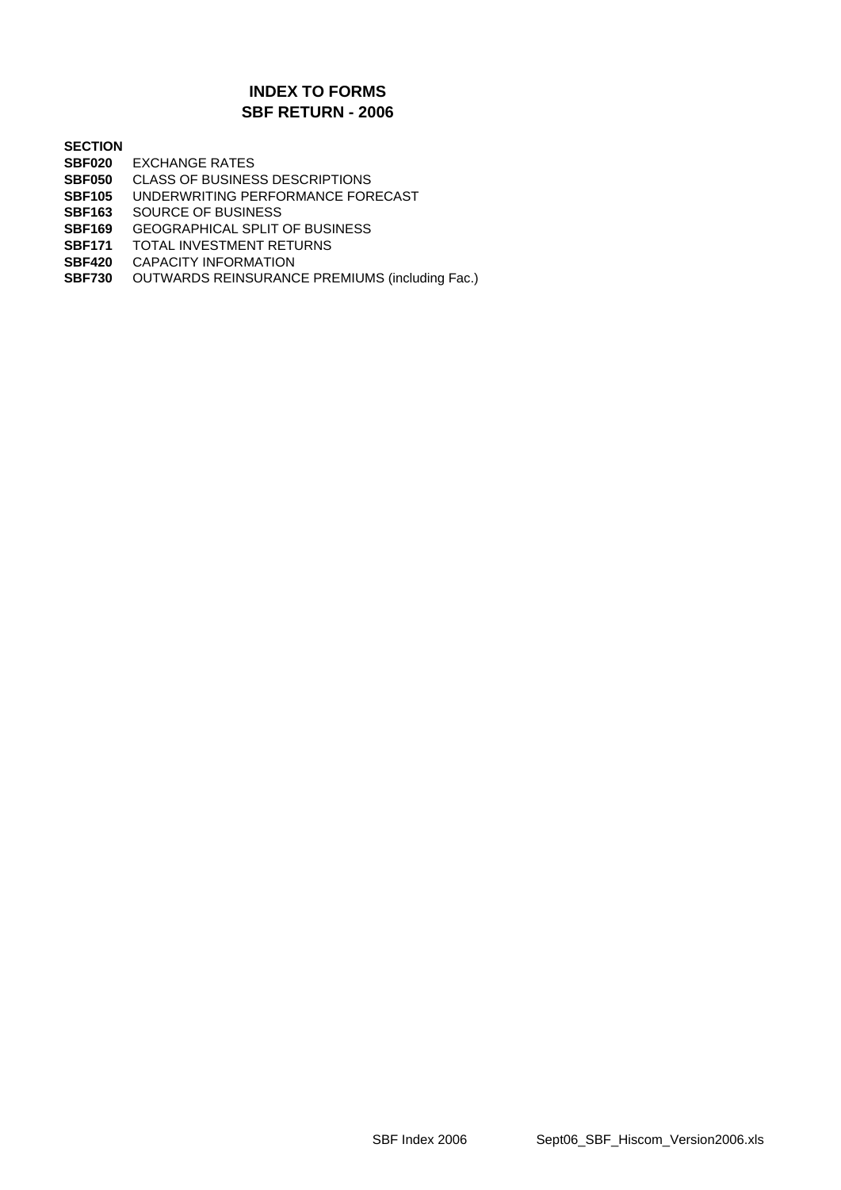# INDEX TO FORMS
## SBF RETURN - 2006

| SECTION | |
|---|---|
| **SBF020** | EXCHANGE RATES |
| **SBF050** | CLASS OF BUSINESS DESCRIPTIONS |
| **SBF105** | UNDERWRITING PERFORMANCE FORECAST |
| **SBF163** | SOURCE OF BUSINESS |
| **SBF169** | GEOGRAPHICAL SPLIT OF BUSINESS |
| **SBF171** | TOTAL INVESTMENT RETURNS |
| **SBF420** | CAPACITY INFORMATION |
| **SBF730** | OUTWARDS REINSURANCE PREMIUMS (including Fac.) |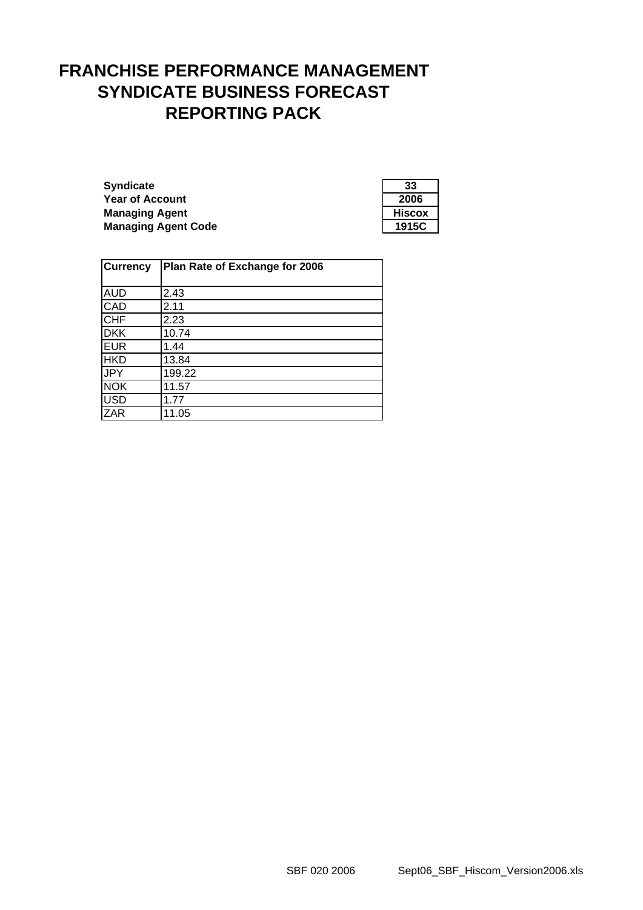# FRANCHISE PERFORMANCE MANAGEMENT
# SYNDICATE BUSINESS FORECAST
# REPORTING PACK

| | |
|---|---|
| **Syndicate** | **33** |
| **Year of Account** | **2006** |
| **Managing Agent** | **Hiscox** |
| **Managing Agent Code** | **1915C** |

| Currency | Plan Rate of Exchange for 2006 |
|---|---|
| AUD | 2.43 |
| CAD | 2.11 |
| CHF | 2.23 |
| DKK | 10.74 |
| EUR | 1.44 |
| HKD | 13.84 |
| JPY | 199.22 |
| NOK | 11.57 |
| USD | 1.77 |
| ZAR | 11.05 |

SBF 020 2006 Sept06_SBF_Hiscom_Version2006.xls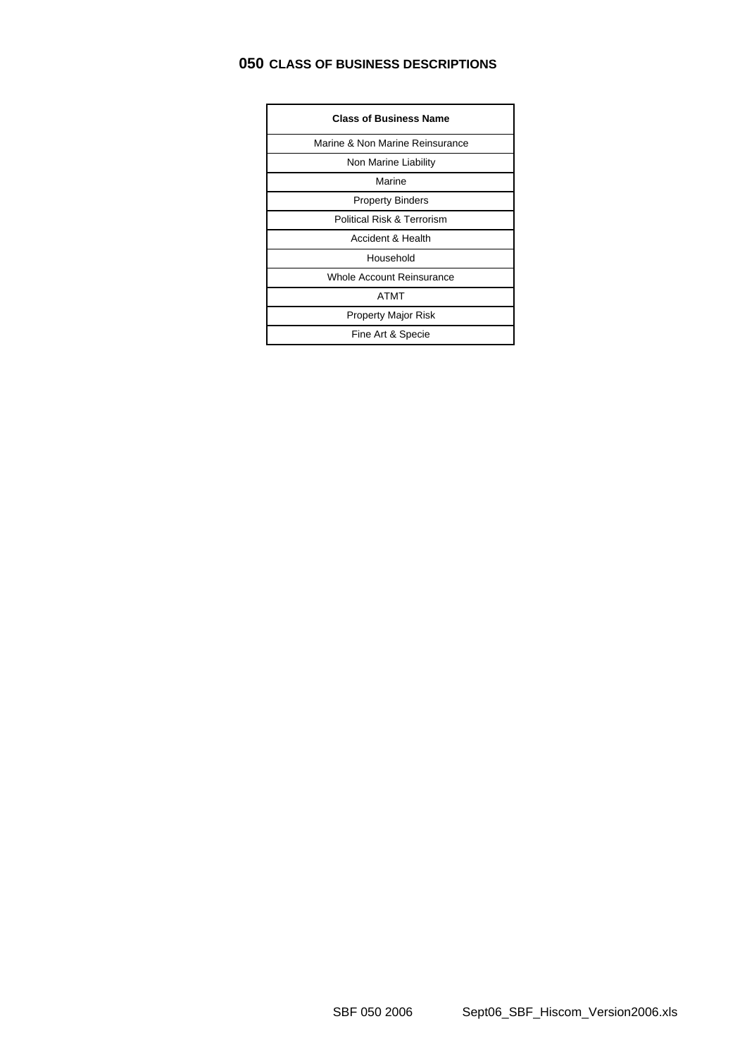# 050 CLASS OF BUSINESS DESCRIPTIONS

| Class of Business Name |
|---|
| Marine & Non Marine Reinsurance |
| Non Marine Liability |
| Marine |
| Property Binders |
| Political Risk & Terrorism |
| Accident & Health |
| Household |
| Whole Account Reinsurance |
| ATMT |
| Property Major Risk |
| Fine Art & Specie |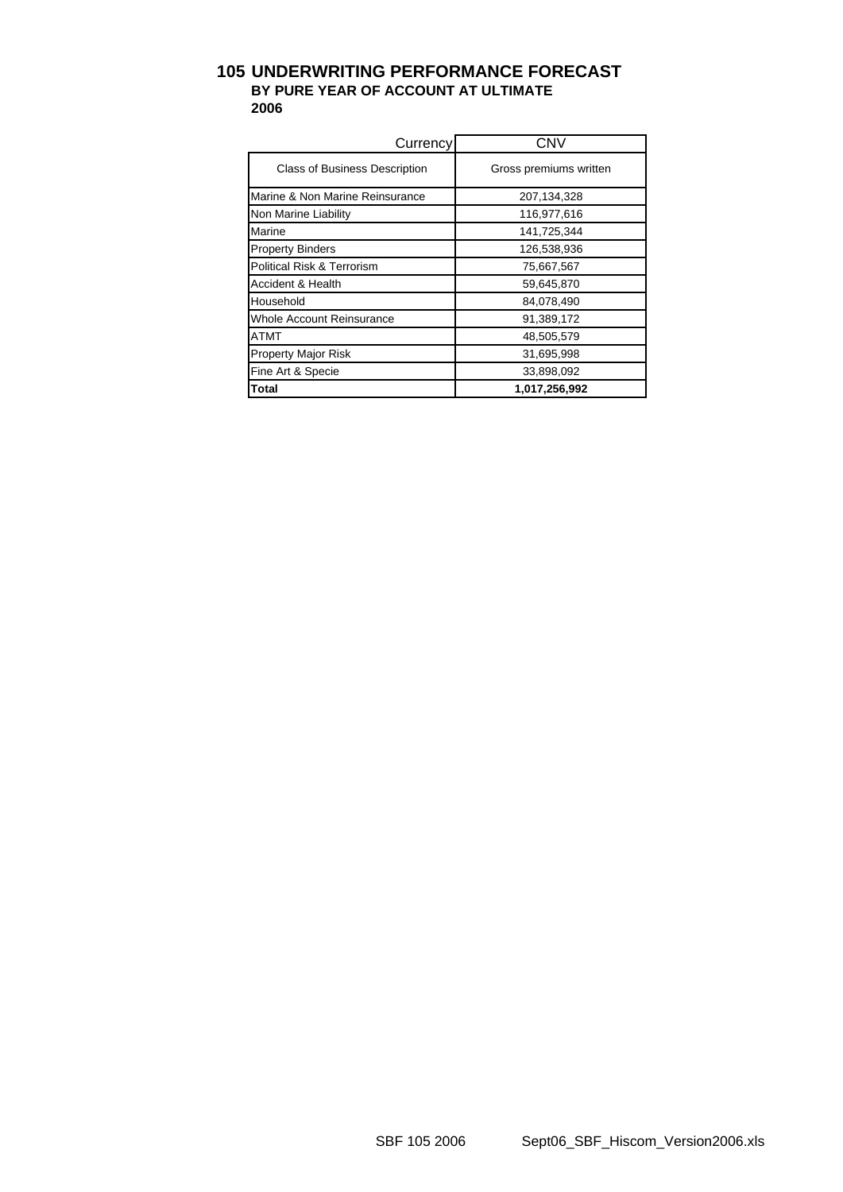# 105 UNDERWRITING PERFORMANCE FORECAST

## BY PURE YEAR OF ACCOUNT AT ULTIMATE

## 2006

| Currency | CNV |
|---|---|
| Class of Business Description | Gross premiums written |
| Marine & Non Marine Reinsurance | 207,134,328 |
| Non Marine Liability | 116,977,616 |
| Marine | 141,725,344 |
| Property Binders | 126,538,936 |
| Political Risk & Terrorism | 75,667,567 |
| Accident & Health | 59,645,870 |
| Household | 84,078,490 |
| Whole Account Reinsurance | 91,389,172 |
| ATMT | 48,505,579 |
| Property Major Risk | 31,695,998 |
| Fine Art & Specie | 33,898,092 |
| **Total** | **1,017,256,992** |

SBF 105 2006 Sept06_SBF_Hiscom_Version2006.xls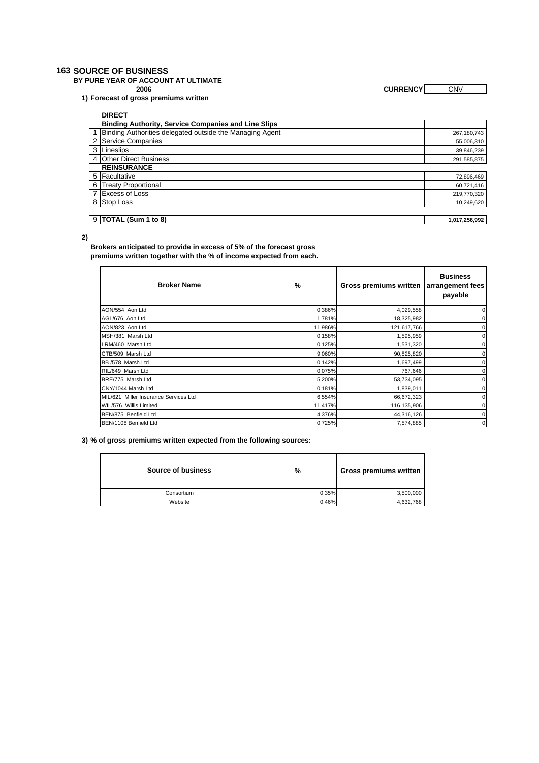# 163 SOURCE OF BUSINESS

**BY PURE YEAR OF ACCOUNT AT ULTIMATE**

**2006**

**CURRENCY** CNV

**1) Forecast of gross premiums written**

| | | |
|---|---|---|
| | **DIRECT** | |
| | **Binding Authority, Service Companies and Line Slips** | |
| 1 | Binding Authorities delegated outside the Managing Agent | 267,180,743 |
| 2 | Service Companies | 55,006,310 |
| 3 | Lineslips | 39,846,239 |
| 4 | Other Direct Business | 291,585,875 |
| | **REINSURANCE** | |
| 5 | Facultative | 72,896,469 |
| 6 | Treaty Proportional | 60,721,416 |
| 7 | Excess of Loss | 219,770,320 |
| 8 | Stop Loss | 10,249,620 |
| 9 | **TOTAL (Sum 1 to 8)** | **1,017,256,992** |

**2)**

**Brokers anticipated to provide in excess of 5% of the forecast gross premiums written together with the % of income expected from each.**

| Broker Name | % | Gross premiums written | Business arrangement fees payable |
|---|---|---|---|
| AON/554 Aon Ltd | 0.386% | 4,029,558 | 0 |
| AGL/676 Aon Ltd | 1.781% | 18,325,982 | 0 |
| AON/823 Aon Ltd | 11.986% | 121,617,766 | 0 |
| MSH/381 Marsh Ltd | 0.158% | 1,595,959 | 0 |
| LRM/460 Marsh Ltd | 0.125% | 1,531,320 | 0 |
| CTB/509 Marsh Ltd | 9.060% | 90,825,820 | 0 |
| BB /578 Marsh Ltd | 0.142% | 1,697,499 | 0 |
| RIL/649 Marsh Ltd | 0.075% | 767,646 | 0 |
| BRE/775 Marsh Ltd | 5.200% | 53,734,095 | 0 |
| CNY/1044 Marsh Ltd | 0.181% | 1,839,011 | 0 |
| MIL/621 Miller Insurance Services Ltd | 6.554% | 66,672,323 | 0 |
| WIL/576 Willis Limited | 11.417% | 116,135,906 | 0 |
| BEN/875 Benfield Ltd | 4.376% | 44,316,126 | 0 |
| BEN/1108 Benfield Ltd | 0.725% | 7,574,885 | 0 |

**3) % of gross premiums written expected from the following sources:**

| Source of business | % | Gross premiums written |
|---|---|---|
| Consortium | 0.35% | 3,500,000 |
| Website | 0.46% | 4,632,768 |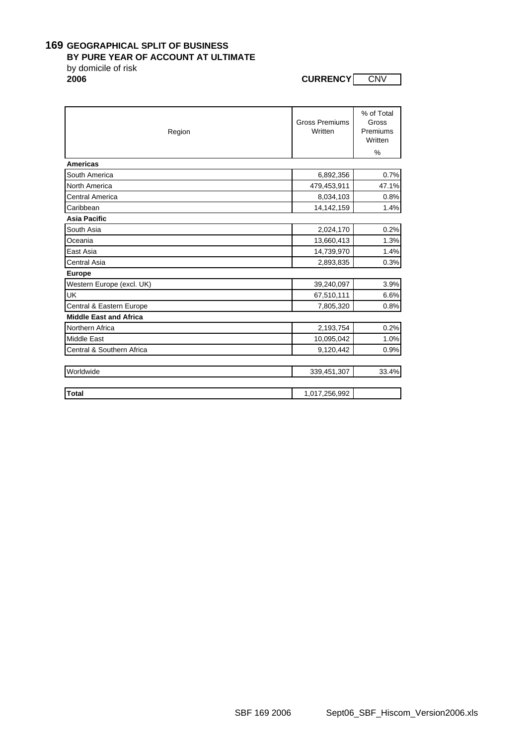# 169 GEOGRAPHICAL SPLIT OF BUSINESS

**BY PURE YEAR OF ACCOUNT AT ULTIMATE**

by domicile of risk

**2006**

**CURRENCY** CNV

| Region | Gross Premiums Written | % of Total Gross Premiums Written<br>% |
|---|---|---|
| **Americas** | | |
| South America | 6,892,356 | 0.7% |
| North America | 479,453,911 | 47.1% |
| Central America | 8,034,103 | 0.8% |
| Caribbean | 14,142,159 | 1.4% |
| **Asia Pacific** | | |
| South Asia | 2,024,170 | 0.2% |
| Oceania | 13,660,413 | 1.3% |
| East Asia | 14,739,970 | 1.4% |
| Central Asia | 2,893,835 | 0.3% |
| **Europe** | | |
| Western Europe (excl. UK) | 39,240,097 | 3.9% |
| UK | 67,510,111 | 6.6% |
| Central & Eastern Europe | 7,805,320 | 0.8% |
| **Middle East and Africa** | | |
| Northern Africa | 2,193,754 | 0.2% |
| Middle East | 10,095,042 | 1.0% |
| Central & Southern Africa | 9,120,442 | 0.9% |
| Worldwide | 339,451,307 | 33.4% |
| **Total** | 1,017,256,992 | |

SBF 169 2006 Sept06_SBF_Hiscom_Version2006.xls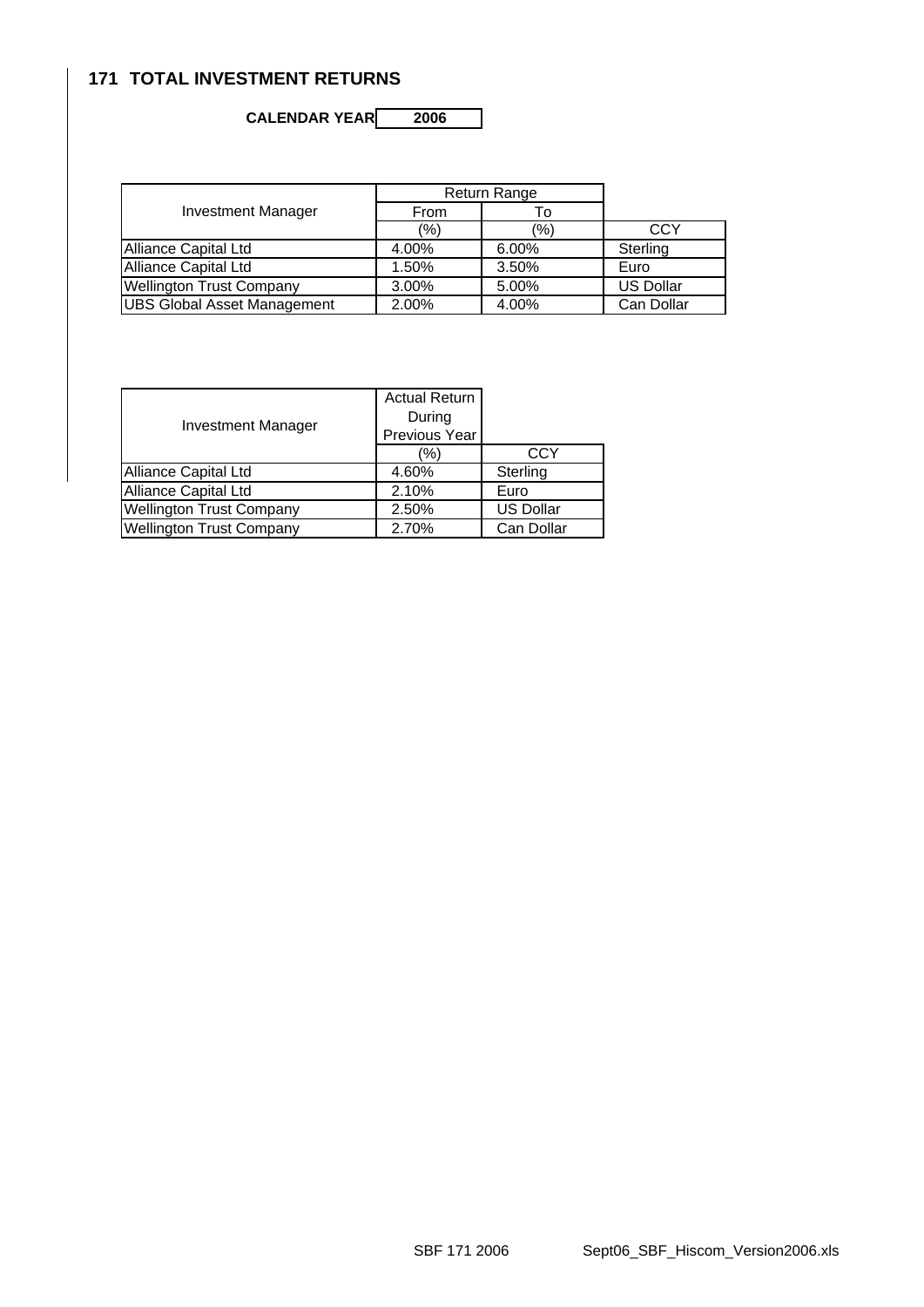## 171 TOTAL INVESTMENT RETURNS

**CALENDAR YEAR** **2006**

| Investment Manager | Return Range | | |
|---|---|---|---|
| | From | To | |
| | (%) | (%) | CCY |
| Alliance Capital Ltd | 4.00% | 6.00% | Sterling |
| Alliance Capital Ltd | 1.50% | 3.50% | Euro |
| Wellington Trust Company | 3.00% | 5.00% | US Dollar |
| UBS Global Asset Management | 2.00% | 4.00% | Can Dollar |

| Investment Manager | Actual Return During Previous Year | |
|---|---|---|
| | (%) | CCY |
| Alliance Capital Ltd | 4.60% | Sterling |
| Alliance Capital Ltd | 2.10% | Euro |
| Wellington Trust Company | 2.50% | US Dollar |
| Wellington Trust Company | 2.70% | Can Dollar |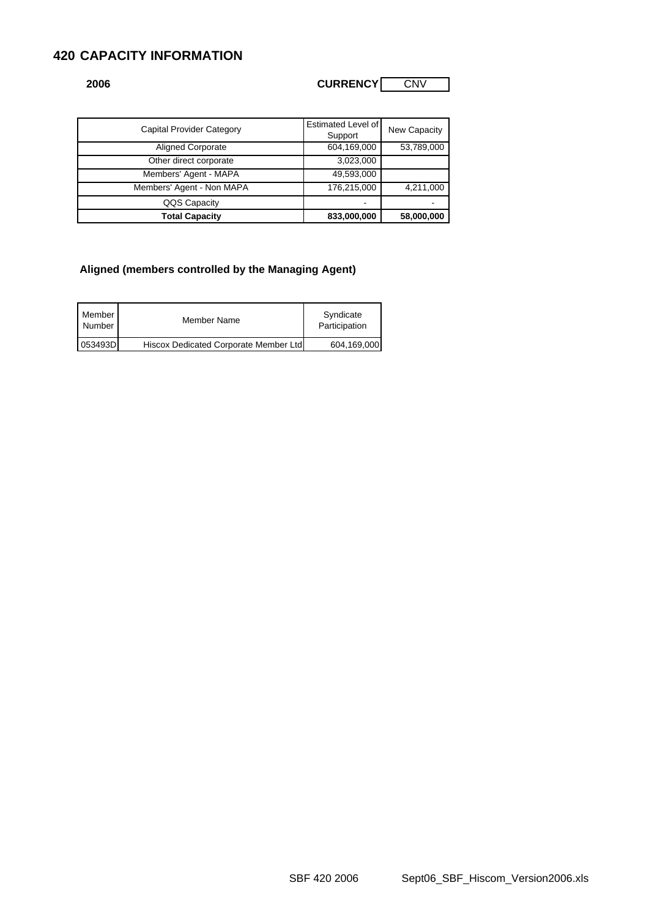# 420 CAPACITY INFORMATION

**2006** **CURRENCY** CNV

| Capital Provider Category | Estimated Level of Support | New Capacity |
|---|---|---|
| Aligned Corporate | 604,169,000 | 53,789,000 |
| Other direct corporate | 3,023,000 | |
| Members' Agent - MAPA | 49,593,000 | |
| Members' Agent - Non MAPA | 176,215,000 | 4,211,000 |
| QQS Capacity | - | - |
| **Total Capacity** | **833,000,000** | **58,000,000** |

## Aligned (members controlled by the Managing Agent)

| Member Number | Member Name | Syndicate Participation |
|---|---|---|
| 053493D | Hiscox Dedicated Corporate Member Ltd | 604,169,000 |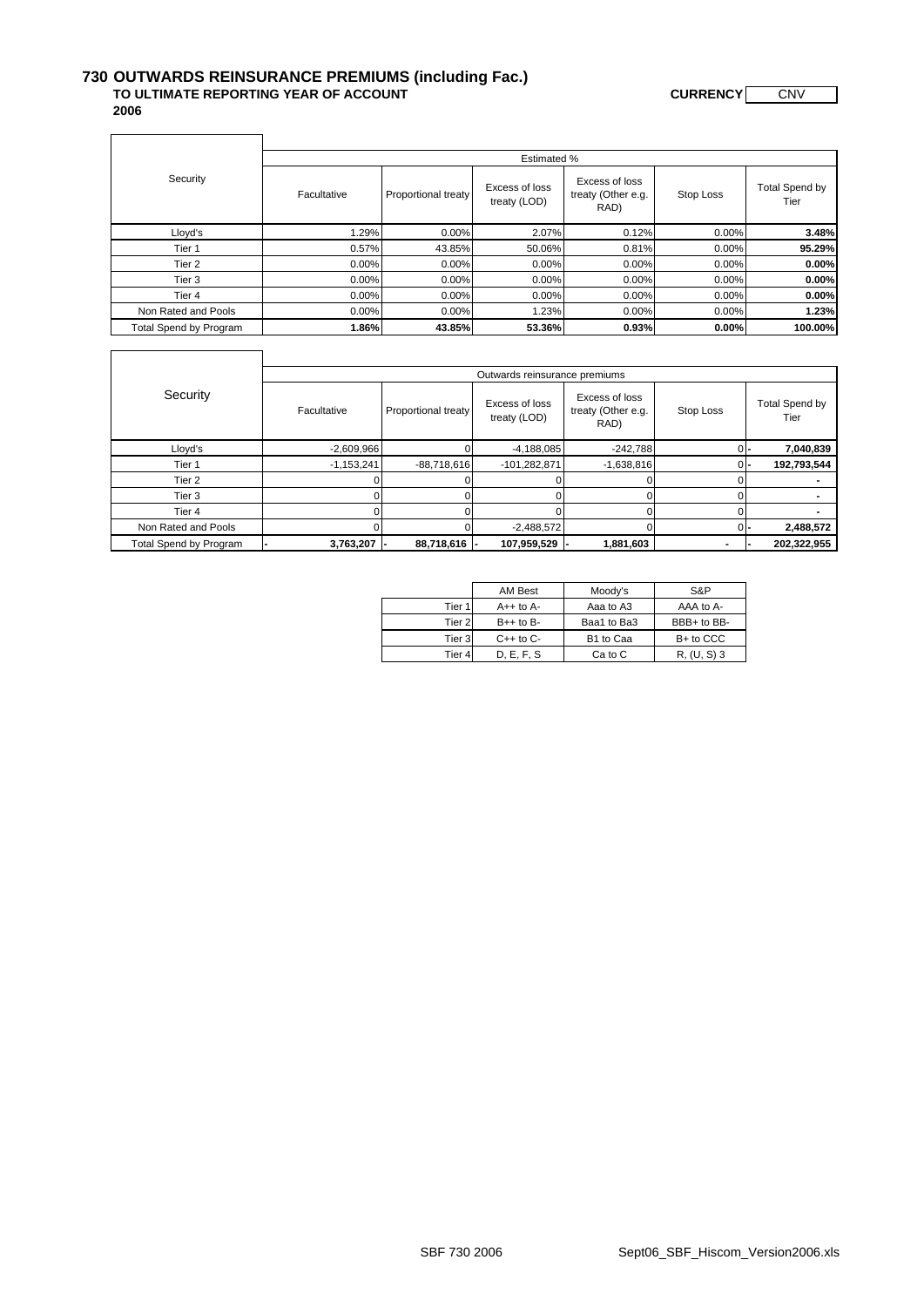# 730 OUTWARDS REINSURANCE PREMIUMS (including Fac.)

**TO ULTIMATE REPORTING YEAR OF ACCOUNT**

**2006**

**CURRENCY** CNV

| Security | Estimated % | | | | | |
|---|---|---|---|---|---|---|
| | Facultative | Proportional treaty | Excess of loss treaty (LOD) | Excess of loss treaty (Other e.g. RAD) | Stop Loss | Total Spend by Tier |
| Lloyd's | 1.29% | 0.00% | 2.07% | 0.12% | 0.00% | **3.48%** |
| Tier 1 | 0.57% | 43.85% | 50.06% | 0.81% | 0.00% | **95.29%** |
| Tier 2 | 0.00% | 0.00% | 0.00% | 0.00% | 0.00% | **0.00%** |
| Tier 3 | 0.00% | 0.00% | 0.00% | 0.00% | 0.00% | **0.00%** |
| Tier 4 | 0.00% | 0.00% | 0.00% | 0.00% | 0.00% | **0.00%** |
| Non Rated and Pools | 0.00% | 0.00% | 1.23% | 0.00% | 0.00% | **1.23%** |
| Total Spend by Program | **1.86%** | **43.85%** | **53.36%** | **0.93%** | **0.00%** | **100.00%** |

| Security | Outwards reinsurance premiums | | | | | |
|---|---|---|---|---|---|---|
| | Facultative | Proportional treaty | Excess of loss treaty (LOD) | Excess of loss treaty (Other e.g. RAD) | Stop Loss | Total Spend by Tier |
| Lloyd's | -2,609,966 | 0 | -4,188,085 | -242,788 | 0 | **- 7,040,839** |
| Tier 1 | -1,153,241 | -88,718,616 | -101,282,871 | -1,638,816 | 0 | **- 192,793,544** |
| Tier 2 | 0 | 0 | 0 | 0 | 0 | **-** |
| Tier 3 | 0 | 0 | 0 | 0 | 0 | **-** |
| Tier 4 | 0 | 0 | 0 | 0 | 0 | **-** |
| Non Rated and Pools | 0 | 0 | -2,488,572 | 0 | 0 | **- 2,488,572** |
| Total Spend by Program | **- 3,763,207** | **- 88,718,616** | **- 107,959,529** | **- 1,881,603** | **-** | **- 202,322,955** |

| | AM Best | Moody's | S&P |
|---|---|---|---|
| Tier 1 | A++ to A- | Aaa to A3 | AAA to A- |
| Tier 2 | B++ to B- | Baa1 to Ba3 | BBB+ to BB- |
| Tier 3 | C++ to C- | B1 to Caa | B+ to CCC |
| Tier 4 | D, E, F, S | Ca to C | R, (U, S) 3 |